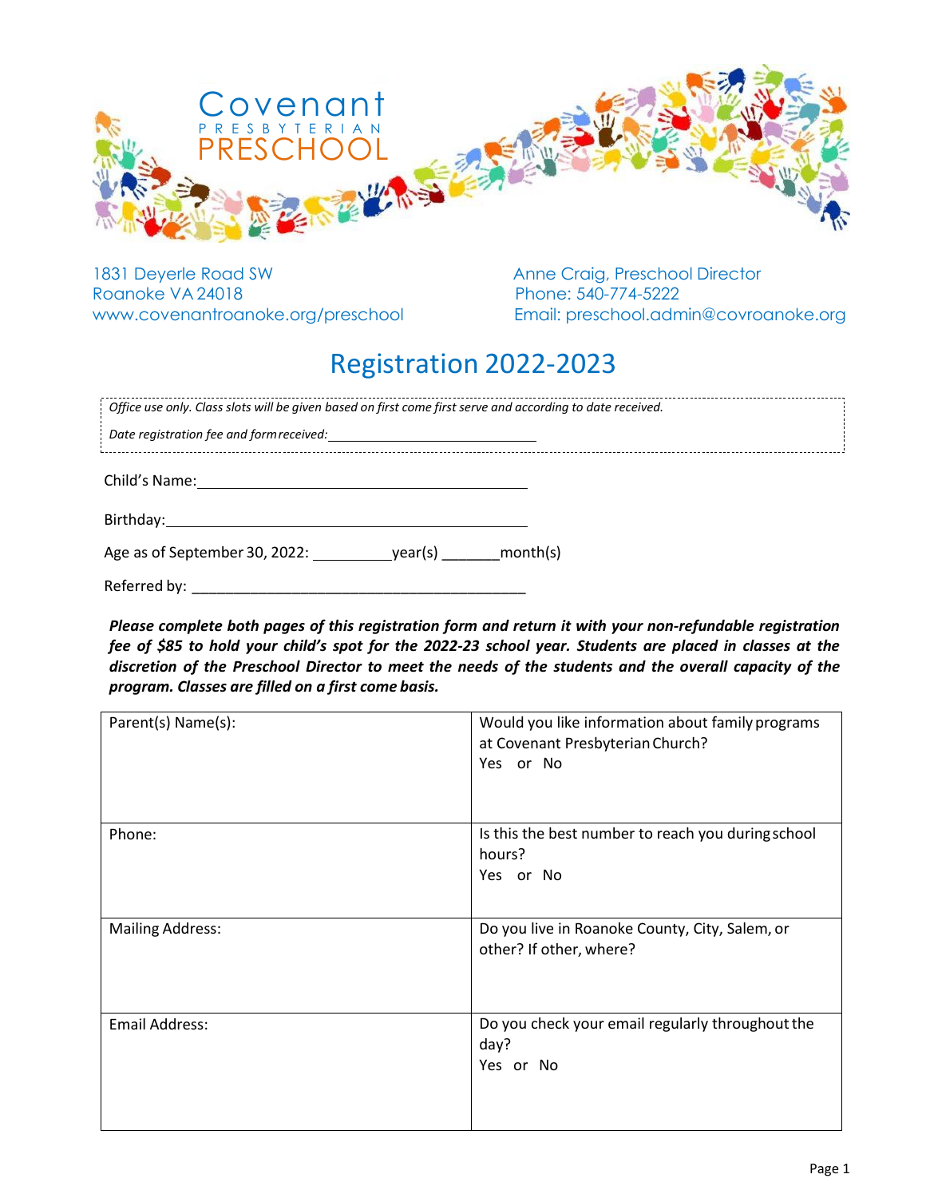# Covenant PRESBYTERIAN PRESCHOOL

1831 Deyerle Road SW
Roanoke VA 24018
www.covenantroanoke.org/preschool

Anne Craig, Preschool Director
Phone: 540-774-5222
Email: preschool.admin@covroanoke.org

## Registration 2022-2023

*Office use only. Class slots will be given based on first come first serve and according to date received.*

*Date registration fee and form received:* ____________________________

Child's Name: ____________________________________________

Birthday: ____________________________________________

Age as of September 30, 2022: __________year(s) _______month(s)

Referred by: ____________________________________________

***Please complete both pages of this registration form and return it with your non-refundable registration fee of $85 to hold your child's spot for the 2022-23 school year. Students are placed in classes at the discretion of the Preschool Director to meet the needs of the students and the overall capacity of the program. Classes are filled on a first come basis.***

| | |
|---|---|
| Parent(s) Name(s): | Would you like information about family programs at Covenant Presbyterian Church?<br>Yes or No |
| Phone: | Is this the best number to reach you during school hours?<br>Yes or No |
| Mailing Address: | Do you live in Roanoke County, City, Salem, or other? If other, where? |
| Email Address: | Do you check your email regularly throughout the day?<br>Yes or No |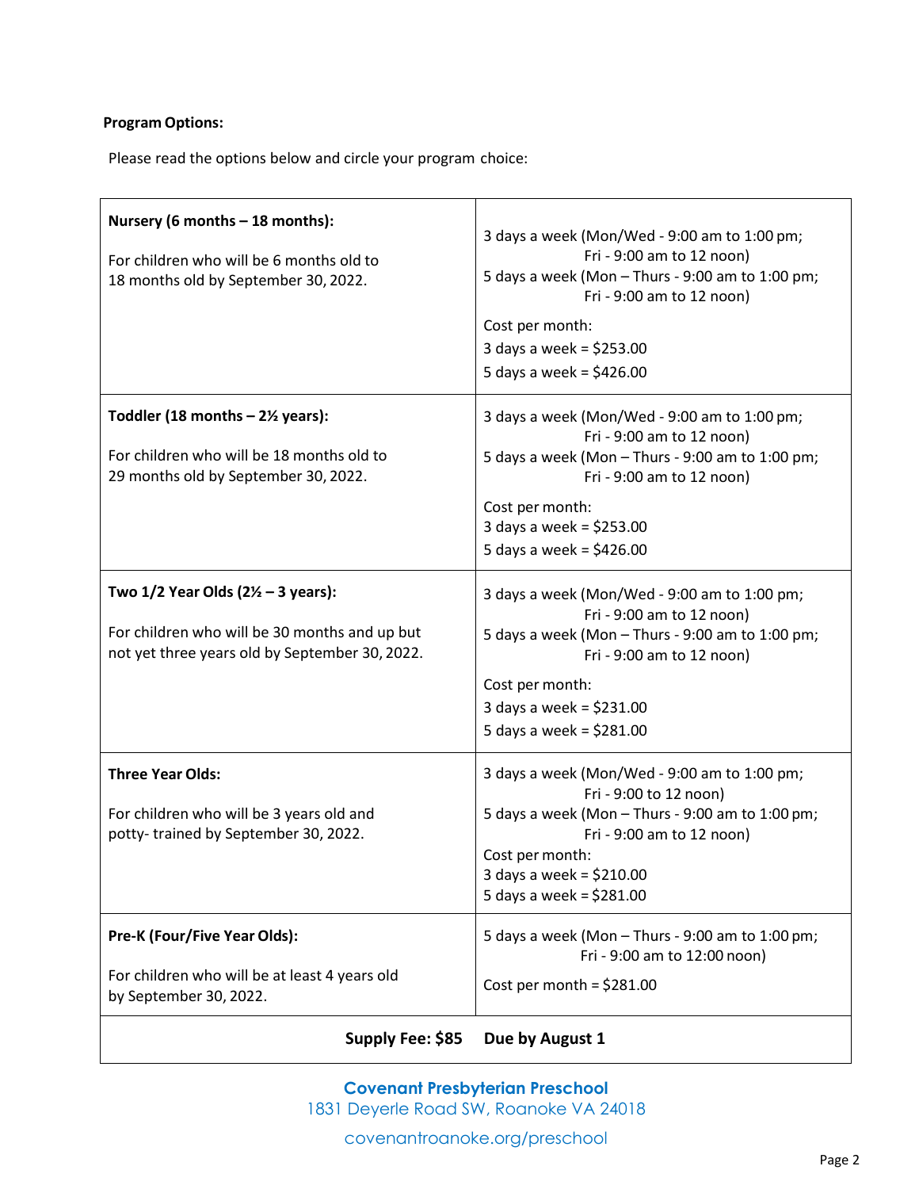**Program Options:**

Please read the options below and circle your program choice:

| | |
|---|---|
| **Nursery (6 months – 18 months):**<br><br>For children who will be 6 months old to 18 months old by September 30, 2022. | 3 days a week (Mon/Wed - 9:00 am to 1:00 pm; Fri - 9:00 am to 12 noon)<br>5 days a week (Mon – Thurs - 9:00 am to 1:00 pm; Fri - 9:00 am to 12 noon)<br><br>Cost per month:<br>3 days a week = $253.00<br>5 days a week = $426.00 |
| **Toddler (18 months – 2½ years):**<br><br>For children who will be 18 months old to 29 months old by September 30, 2022. | 3 days a week (Mon/Wed - 9:00 am to 1:00 pm; Fri - 9:00 am to 12 noon)<br>5 days a week (Mon – Thurs - 9:00 am to 1:00 pm; Fri - 9:00 am to 12 noon)<br><br>Cost per month:<br>3 days a week = $253.00<br>5 days a week = $426.00 |
| **Two 1/2 Year Olds (2½ – 3 years):**<br><br>For children who will be 30 months and up but not yet three years old by September 30, 2022. | 3 days a week (Mon/Wed - 9:00 am to 1:00 pm; Fri - 9:00 am to 12 noon)<br>5 days a week (Mon – Thurs - 9:00 am to 1:00 pm; Fri - 9:00 am to 12 noon)<br><br>Cost per month:<br>3 days a week = $231.00<br>5 days a week = $281.00 |
| **Three Year Olds:**<br><br>For children who will be 3 years old and potty- trained by September 30, 2022. | 3 days a week (Mon/Wed - 9:00 am to 1:00 pm; Fri - 9:00 to 12 noon)<br>5 days a week (Mon – Thurs - 9:00 am to 1:00 pm; Fri - 9:00 am to 12 noon)<br>Cost per month:<br>3 days a week = $210.00<br>5 days a week = $281.00 |
| **Pre-K (Four/Five Year Olds):**<br><br>For children who will be at least 4 years old by September 30, 2022. | 5 days a week (Mon – Thurs - 9:00 am to 1:00 pm; Fri - 9:00 am to 12:00 noon)<br><br>Cost per month = $281.00 |
| **Supply Fee: $85 Due by August 1** | |

**Covenant Presbyterian Preschool**
1831 Deyerle Road SW, Roanoke VA 24018
covenantroanoke.org/preschool